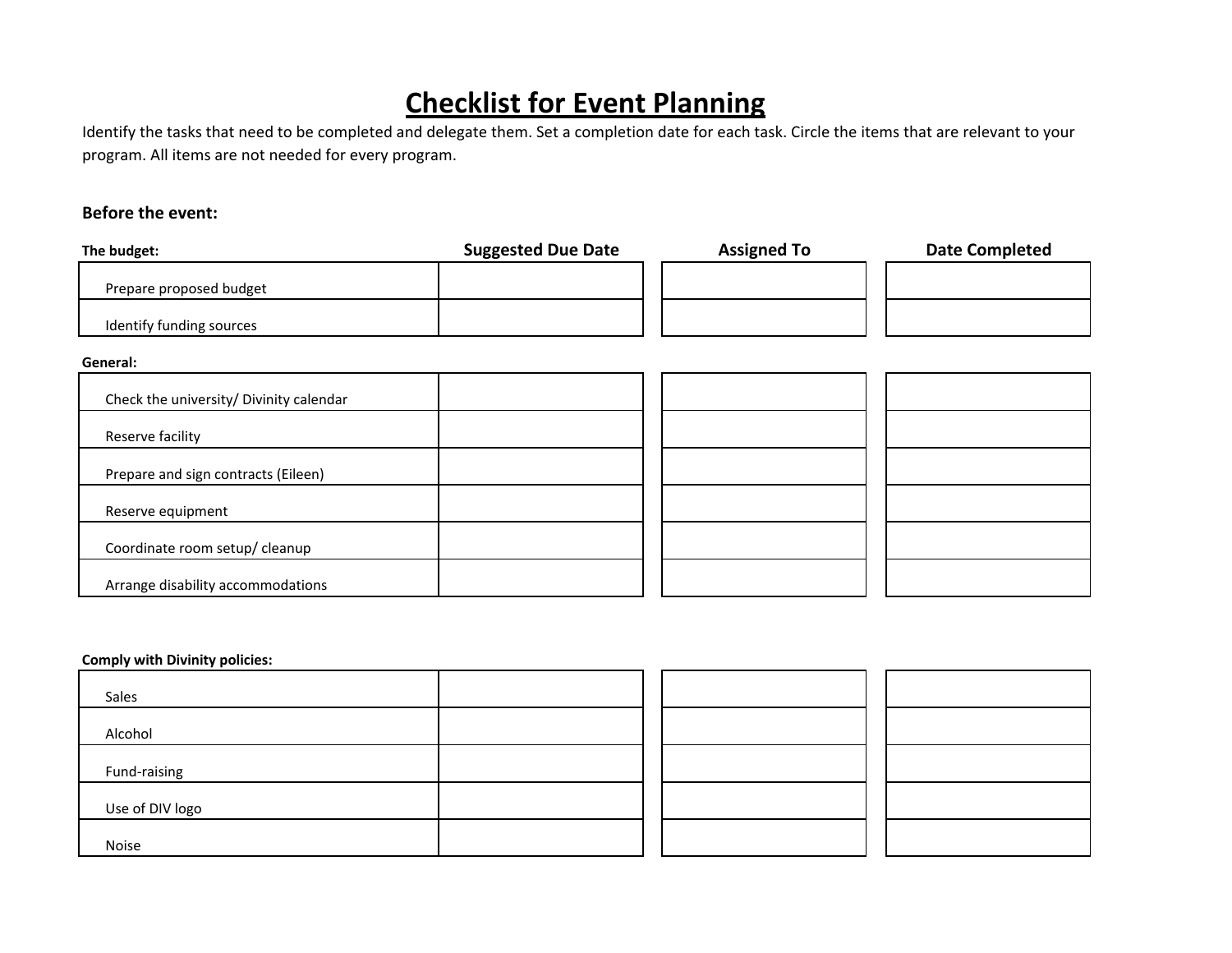# Checklist for Event Planning

Identify the tasks that need to be completed and delegate them. Set a completion date for each task. Circle the items that are relevant to your program. All items are not needed for every program.

### Before the event:

| The budget: | Suggested Due Date | Assigned To | Date Completed |
|---|---|---|---|
| Prepare proposed budget | | | |
| Identify funding sources | | | |

| General: | Suggested Due Date | Assigned To | Date Completed |
|---|---|---|---|
| Check the university/ Divinity calendar | | | |
| Reserve facility | | | |
| Prepare and sign contracts (Eileen) | | | |
| Reserve equipment | | | |
| Coordinate room setup/ cleanup | | | |
| Arrange disability accommodations | | | |

| Comply with Divinity policies: | Suggested Due Date | Assigned To | Date Completed |
|---|---|---|---|
| Sales | | | |
| Alcohol | | | |
| Fund-raising | | | |
| Use of DIV logo | | | |
| Noise | | | |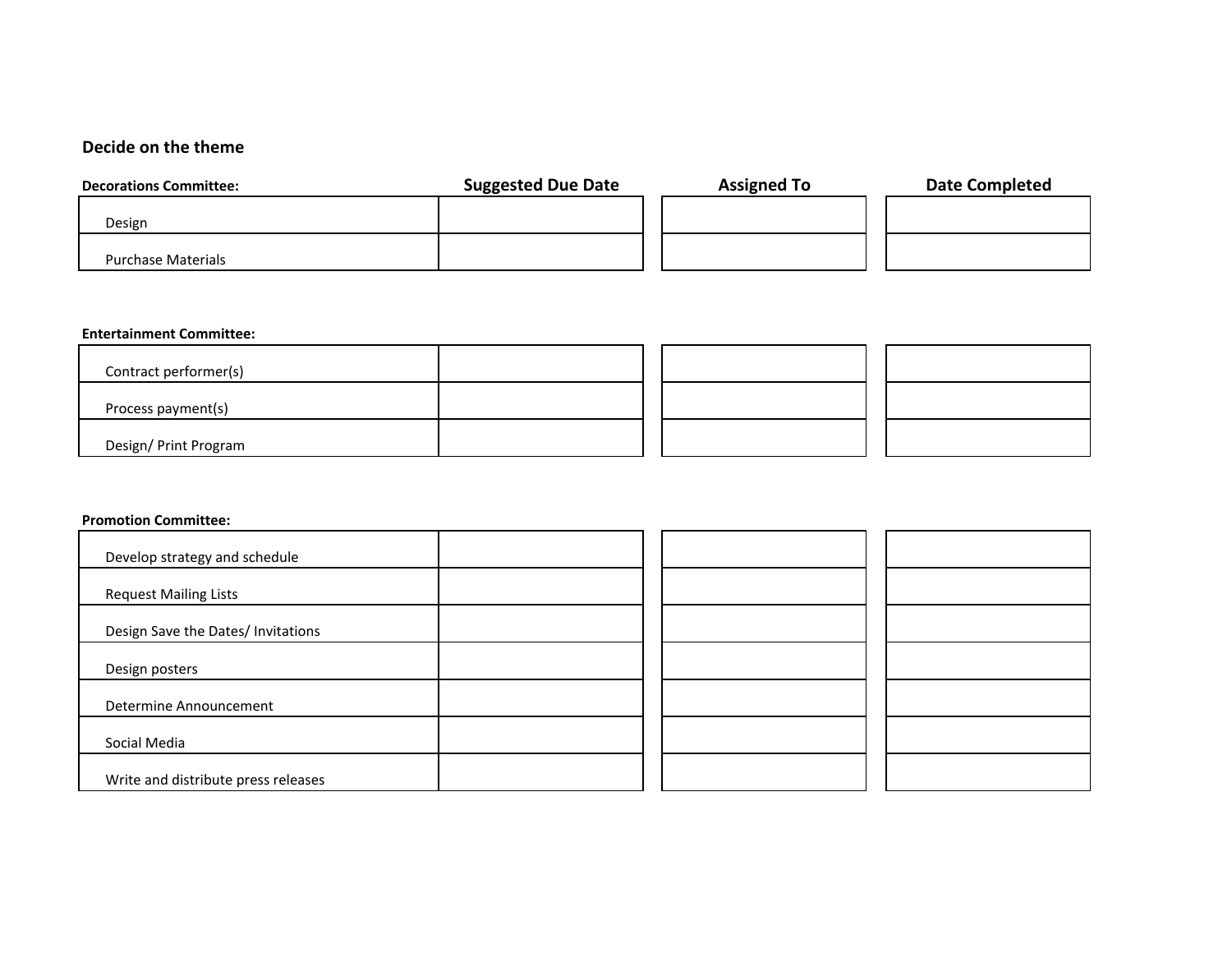## Decide on the theme

| Decorations Committee: | Suggested Due Date | Assigned To | Date Completed |
|---|---|---|---|
| Design | | | |
| Purchase Materials | | | |

| Entertainment Committee: | Suggested Due Date | Assigned To | Date Completed |
|---|---|---|---|
| Contract performer(s) | | | |
| Process payment(s) | | | |
| Design/ Print Program | | | |

| Promotion Committee: | Suggested Due Date | Assigned To | Date Completed |
|---|---|---|---|
| Develop strategy and schedule | | | |
| Request Mailing Lists | | | |
| Design Save the Dates/ Invitations | | | |
| Design posters | | | |
| Determine Announcement | | | |
| Social Media | | | |
| Write and distribute press releases | | | |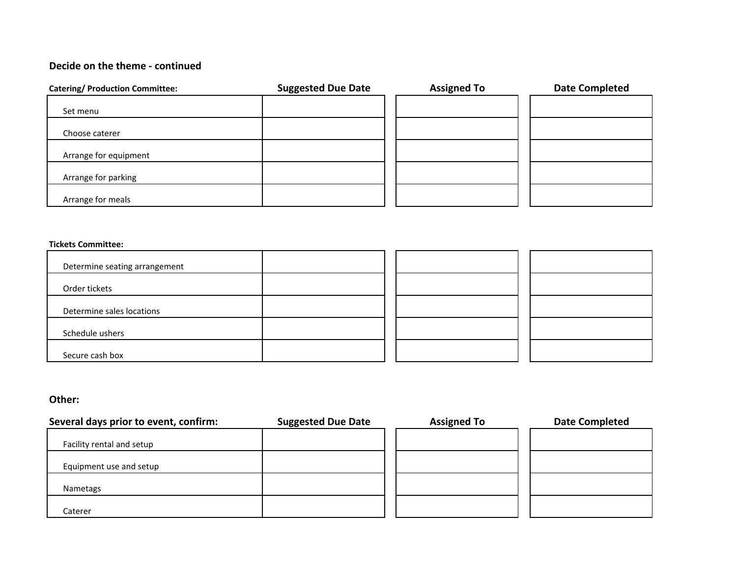## Decide on the theme - continued

| Catering/ Production Committee: | Suggested Due Date | Assigned To | Date Completed |
|---|---|---|---|
| Set menu | | | |
| Choose caterer | | | |
| Arrange for equipment | | | |
| Arrange for parking | | | |
| Arrange for meals | | | |

| Tickets Committee: | Suggested Due Date | Assigned To | Date Completed |
|---|---|---|---|
| Determine seating arrangement | | | |
| Order tickets | | | |
| Determine sales locations | | | |
| Schedule ushers | | | |
| Secure cash box | | | |

## Other:

| Several days prior to event, confirm: | Suggested Due Date | Assigned To | Date Completed |
|---|---|---|---|
| Facility rental and setup | | | |
| Equipment use and setup | | | |
| Nametags | | | |
| Caterer | | | |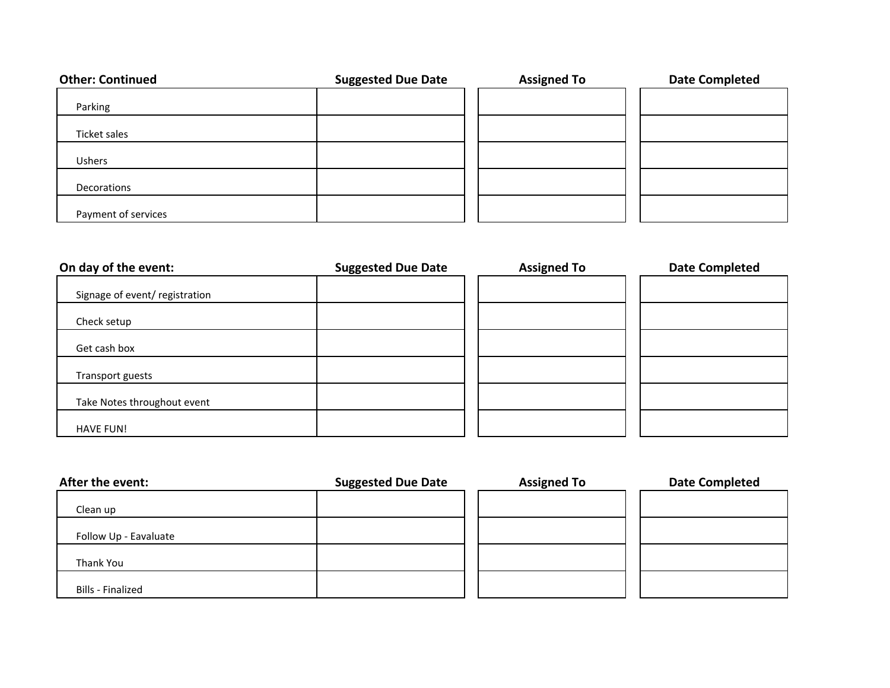| Other: Continued | Suggested Due Date | Assigned To | Date Completed |
| --- | --- | --- | --- |
| Parking | | | |
| Ticket sales | | | |
| Ushers | | | |
| Decorations | | | |
| Payment of services | | | |

| On day of the event: | Suggested Due Date | Assigned To | Date Completed |
| --- | --- | --- | --- |
| Signage of event/ registration | | | |
| Check setup | | | |
| Get cash box | | | |
| Transport guests | | | |
| Take Notes throughout event | | | |
| HAVE FUN! | | | |

| After the event: | Suggested Due Date | Assigned To | Date Completed |
| --- | --- | --- | --- |
| Clean up | | | |
| Follow Up - Eavaluate | | | |
| Thank You | | | |
| Bills - Finalized | | | |